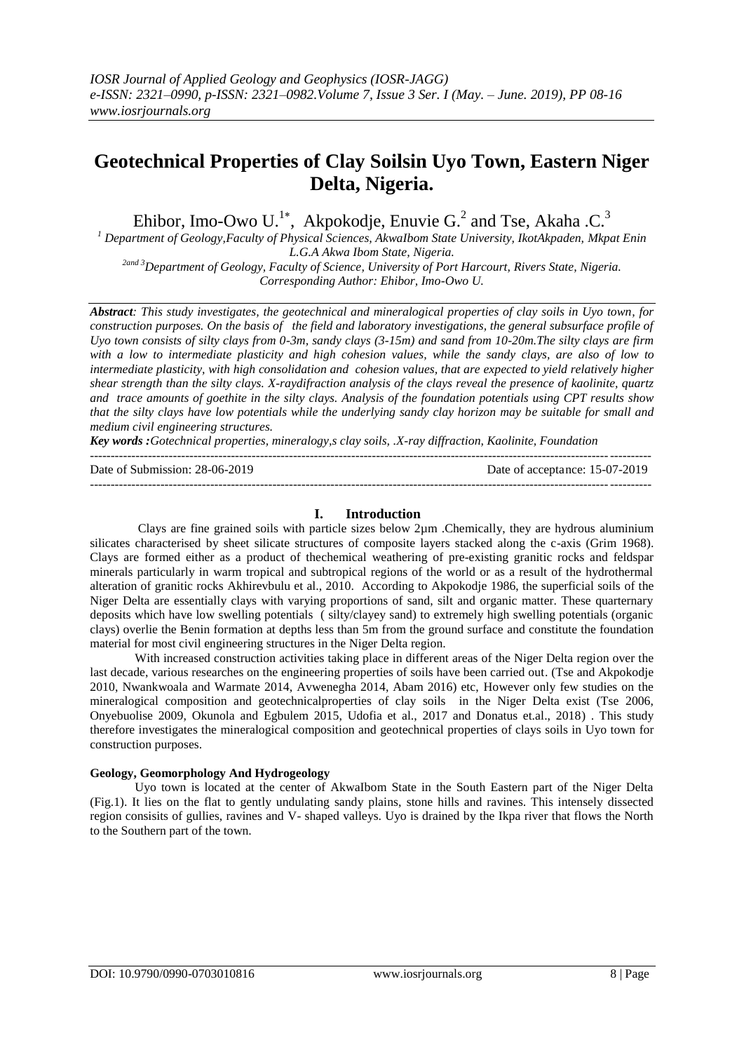# Geotechnical Properties of Clay Soilsin Uyo Town, Eastern Niger Delta, Nigeria.

Ehibor, Imo-Owo U.[1*], Akpokodje, Enuvie G.[2] and Tse, Akaha .C.[3]

[1] Department of Geology,Faculty of Physical Sciences, AkwaIbom State University, IkotAkpaden, Mkpat Enin L.G.A Akwa Ibom State, Nigeria.
[2and 3]Department of Geology, Faculty of Science, University of Port Harcourt, Rivers State, Nigeria.
Corresponding Author: Ehibor, Imo-Owo U.

***Abstract**: This study investigates, the geotechnical and mineralogical properties of clay soils in Uyo town, for construction purposes. On the basis of the field and laboratory investigations, the general subsurface profile of Uyo town consists of silty clays from 0-3m, sandy clays (3-15m) and sand from 10-20m.The silty clays are firm with a low to intermediate plasticity and high cohesion values, while the sandy clays, are also of low to intermediate plasticity, with high consolidation and cohesion values, that are expected to yield relatively higher shear strength than the silty clays. X-raydifraction analysis of the clays reveal the presence of kaolinite, quartz and trace amounts of goethite in the silty clays. Analysis of the foundation potentials using CPT results show that the silty clays have low potentials while the underlying sandy clay horizon may be suitable for small and medium civil engineering structures.*

***Key words :**Gotechnical properties, mineralogy,s clay soils, .X-ray diffraction, Kaolinite, Foundation*

---

Date of Submission: 28-06-2019 Date of acceptance: 15-07-2019

---

## I. Introduction

Clays are fine grained soils with particle sizes below 2µm .Chemically, they are hydrous aluminium silicates characterised by sheet silicate structures of composite layers stacked along the c-axis (Grim 1968). Clays are formed either as a product of thechemical weathering of pre-existing granitic rocks and feldspar minerals particularly in warm tropical and subtropical regions of the world or as a result of the hydrothermal alteration of granitic rocks Akhirevbulu et al., 2010. According to Akpokodje 1986, the superficial soils of the Niger Delta are essentially clays with varying proportions of sand, silt and organic matter. These quarternary deposits which have low swelling potentials ( silty/clayey sand) to extremely high swelling potentials (organic clays) overlie the Benin formation at depths less than 5m from the ground surface and constitute the foundation material for most civil engineering structures in the Niger Delta region.

With increased construction activities taking place in different areas of the Niger Delta region over the last decade, various researches on the engineering properties of soils have been carried out. (Tse and Akpokodje 2010, Nwankwoala and Warmate 2014, Avwenegha 2014, Abam 2016) etc, However only few studies on the mineralogical composition and geotechnicalproperties of clay soils in the Niger Delta exist (Tse 2006, Onyebuolise 2009, Okunola and Egbulem 2015, Udofia et al., 2017 and Donatus et.al., 2018) . This study therefore investigates the mineralogical composition and geotechnical properties of clays soils in Uyo town for construction purposes.

### Geology, Geomorphology And Hydrogeology

Uyo town is located at the center of AkwaIbom State in the South Eastern part of the Niger Delta (Fig.1). It lies on the flat to gently undulating sandy plains, stone hills and ravines. This intensely dissected region consisits of gullies, ravines and V- shaped valleys. Uyo is drained by the Ikpa river that flows the North to the Southern part of the town.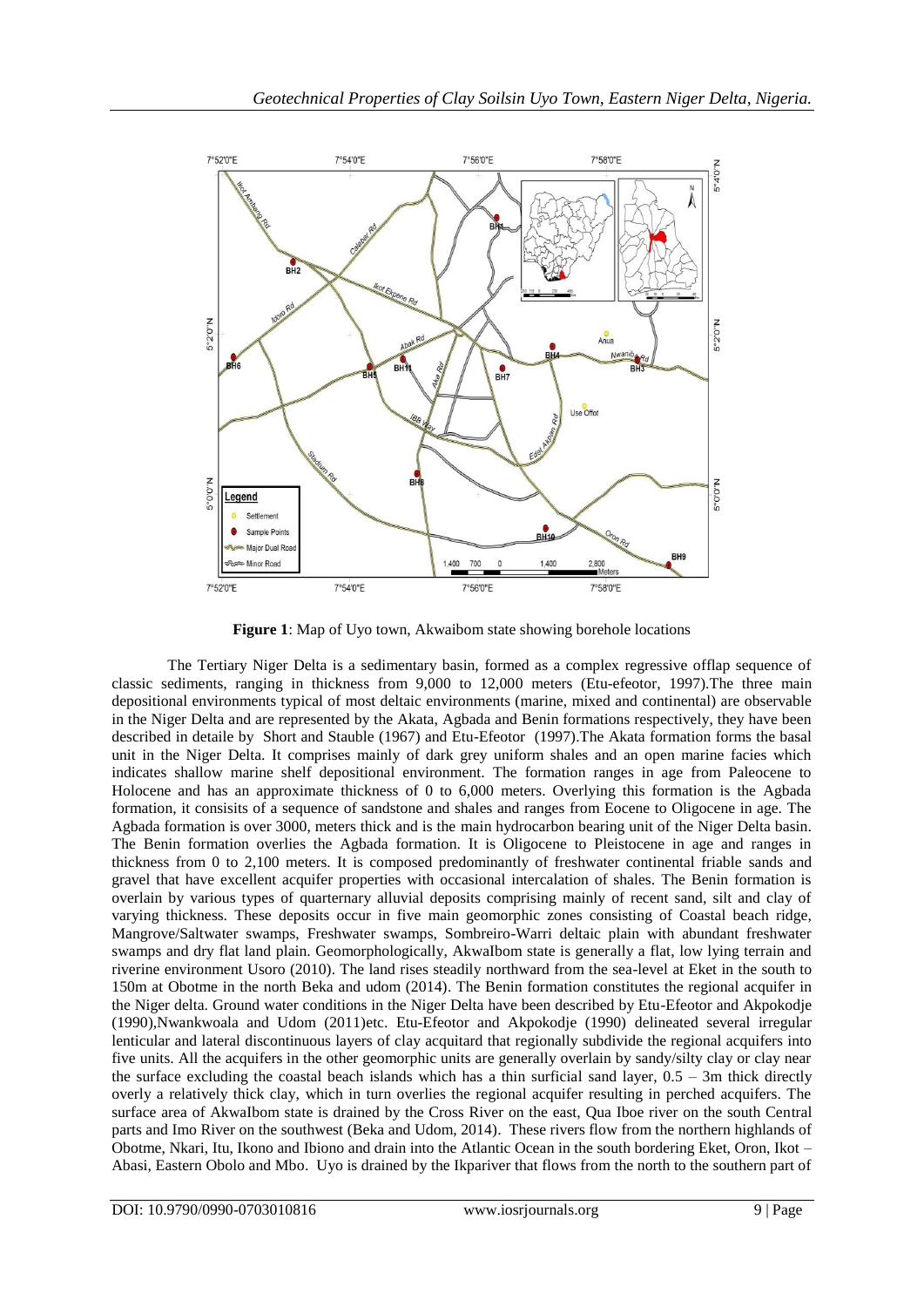**Figure 1**: Map of Uyo town, Akwaibom state showing borehole locations

The Tertiary Niger Delta is a sedimentary basin, formed as a complex regressive offlap sequence of classic sediments, ranging in thickness from 9,000 to 12,000 meters (Etu-efeotor, 1997).The three main depositional environments typical of most deltaic environments (marine, mixed and continental) are observable in the Niger Delta and are represented by the Akata, Agbada and Benin formations respectively, they have been described in detaile by Short and Stauble (1967) and Etu-Efeotor (1997).The Akata formation forms the basal unit in the Niger Delta. It comprises mainly of dark grey uniform shales and an open marine facies which indicates shallow marine shelf depositional environment. The formation ranges in age from Paleocene to Holocene and has an approximate thickness of 0 to 6,000 meters. Overlying this formation is the Agbada formation, it consisits of a sequence of sandstone and shales and ranges from Eocene to Oligocene in age. The Agbada formation is over 3000, meters thick and is the main hydrocarbon bearing unit of the Niger Delta basin. The Benin formation overlies the Agbada formation. It is Oligocene to Pleistocene in age and ranges in thickness from 0 to 2,100 meters. It is composed predominantly of freshwater continental friable sands and gravel that have excellent acquifer properties with occasional intercalation of shales. The Benin formation is overlain by various types of quarternary alluvial deposits comprising mainly of recent sand, silt and clay of varying thickness. These deposits occur in five main geomorphic zones consisting of Coastal beach ridge, Mangrove/Saltwater swamps, Freshwater swamps, Sombreiro-Warri deltaic plain with abundant freshwater swamps and dry flat land plain. Geomorphologically, AkwaIbom state is generally a flat, low lying terrain and riverine environment Usoro (2010). The land rises steadily northward from the sea-level at Eket in the south to 150m at Obotme in the north Beka and udom (2014). The Benin formation constitutes the regional acquifer in the Niger delta. Ground water conditions in the Niger Delta have been described by Etu-Efeotor and Akpokodje (1990),Nwankwoala and Udom (2011)etc. Etu-Efeotor and Akpokodje (1990) delineated several irregular lenticular and lateral discontinuous layers of clay acquitard that regionally subdivide the regional acquifers into five units. All the acquifers in the other geomorphic units are generally overlain by sandy/silty clay or clay near the surface excluding the coastal beach islands which has a thin surficial sand layer, 0.5 – 3m thick directly overly a relatively thick clay, which in turn overlies the regional acquifer resulting in perched acquifers. The surface area of AkwaIbom state is drained by the Cross River on the east, Qua Iboe river on the south Central parts and Imo River on the southwest (Beka and Udom, 2014). These rivers flow from the northern highlands of Obotme, Nkari, Itu, Ikono and Ibiono and drain into the Atlantic Ocean in the south bordering Eket, Oron, Ikot – Abasi, Eastern Obolo and Mbo. Uyo is drained by the Ikpariver that flows from the north to the southern part of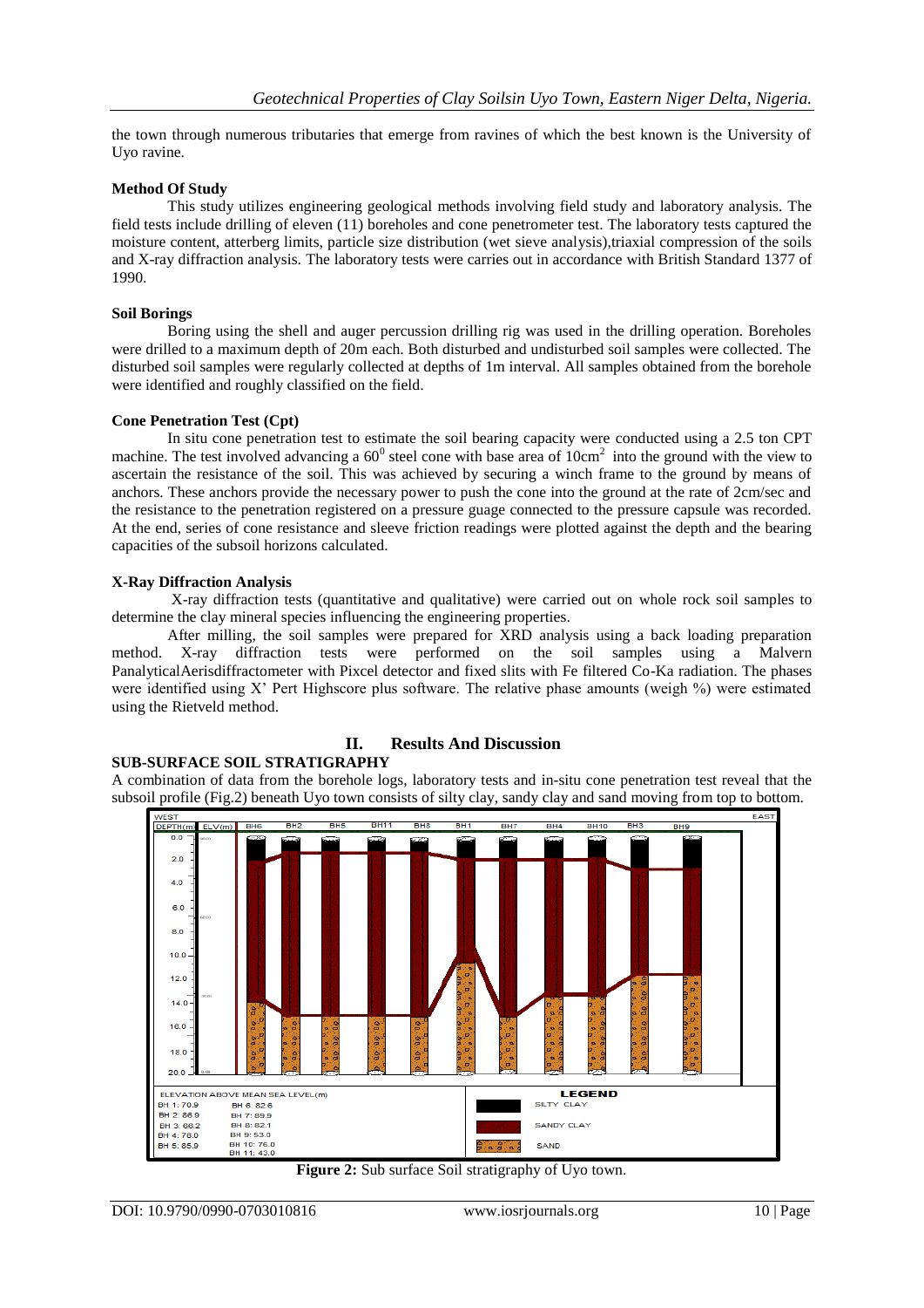the town through numerous tributaries that emerge from ravines of which the best known is the University of Uyo ravine.

**Method Of Study**

This study utilizes engineering geological methods involving field study and laboratory analysis. The field tests include drilling of eleven (11) boreholes and cone penetrometer test. The laboratory tests captured the moisture content, atterberg limits, particle size distribution (wet sieve analysis),triaxial compression of the soils and X-ray diffraction analysis. The laboratory tests were carries out in accordance with British Standard 1377 of 1990.

**Soil Borings**

Boring using the shell and auger percussion drilling rig was used in the drilling operation. Boreholes were drilled to a maximum depth of 20m each. Both disturbed and undisturbed soil samples were collected. The disturbed soil samples were regularly collected at depths of 1m interval. All samples obtained from the borehole were identified and roughly classified on the field.

**Cone Penetration Test (Cpt)**

In situ cone penetration test to estimate the soil bearing capacity were conducted using a 2.5 ton CPT machine. The test involved advancing a $60^0$ steel cone with base area of $10cm^2$ into the ground with the view to ascertain the resistance of the soil. This was achieved by securing a winch frame to the ground by means of anchors. These anchors provide the necessary power to push the cone into the ground at the rate of 2cm/sec and the resistance to the penetration registered on a pressure guage connected to the pressure capsule was recorded. At the end, series of cone resistance and sleeve friction readings were plotted against the depth and the bearing capacities of the subsoil horizons calculated.

**X-Ray Diffraction Analysis**

X-ray diffraction tests (quantitative and qualitative) were carried out on whole rock soil samples to determine the clay mineral species influencing the engineering properties.

After milling, the soil samples were prepared for XRD analysis using a back loading preparation method. X-ray diffraction tests were performed on the soil samples using a Malvern PanalyticalAerisdiffractometer with Pixcel detector and fixed slits with Fe filtered Co-Ka radiation. The phases were identified using X' Pert Highscore plus software. The relative phase amounts (weigh %) were estimated using the Rietveld method.

# II. Results And Discussion

**SUB-SURFACE SOIL STRATIGRAPHY**

A combination of data from the borehole logs, laboratory tests and in-situ cone penetration test reveal that the subsoil profile (Fig.2) beneath Uyo town consists of silty clay, sandy clay and sand moving from top to bottom.

**Figure 2:** Sub surface Soil stratigraphy of Uyo town.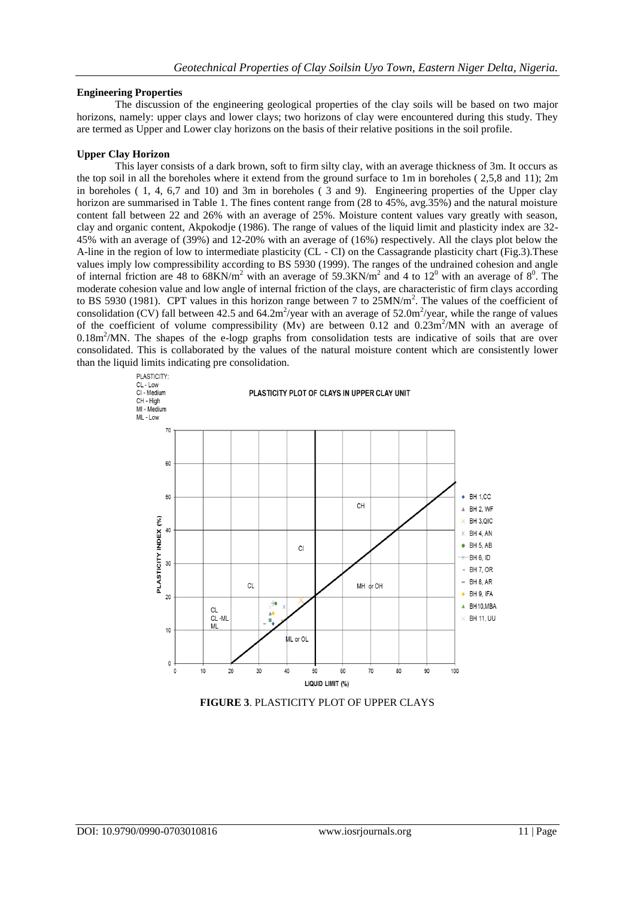### Engineering Properties

The discussion of the engineering geological properties of the clay soils will be based on two major horizons, namely: upper clays and lower clays; two horizons of clay were encountered during this study. They are termed as Upper and Lower clay horizons on the basis of their relative positions in the soil profile.

### Upper Clay Horizon

This layer consists of a dark brown, soft to firm silty clay, with an average thickness of 3m. It occurs as the top soil in all the boreholes where it extend from the ground surface to 1m in boreholes ( 2,5,8 and 11); 2m in boreholes ( 1, 4, 6,7 and 10) and 3m in boreholes ( 3 and 9). Engineering properties of the Upper clay horizon are summarised in Table 1. The fines content range from (28 to 45%, avg.35%) and the natural moisture content fall between 22 and 26% with an average of 25%. Moisture content values vary greatly with season, clay and organic content, Akpokodje (1986). The range of values of the liquid limit and plasticity index are 32-45% with an average of (39%) and 12-20% with an average of (16%) respectively. All the clays plot below the A-line in the region of low to intermediate plasticity (CL - CI) on the Cassagrande plasticity chart (Fig.3).These values imply low compressibility according to BS 5930 (1999). The ranges of the undrained cohesion and angle of internal friction are 48 to 68KN/m$^2$ with an average of 59.3KN/m$^2$ and 4 to 12$^0$ with an average of 8$^0$. The moderate cohesion value and low angle of internal friction of the clays, are characteristic of firm clays according to BS 5930 (1981). CPT values in this horizon range between 7 to 25MN/m$^2$. The values of the coefficient of consolidation (CV) fall between 42.5 and 64.2m$^2$/year with an average of 52.0m$^2$/year, while the range of values of the coefficient of volume compressibility (Mv) are between 0.12 and 0.23m$^2$/MN with an average of 0.18m$^2$/MN. The shapes of the e-logp graphs from consolidation tests are indicative of soils that are over consolidated. This is collaborated by the values of the natural moisture content which are consistently lower than the liquid limits indicating pre consolidation.

**FIGURE 3**. PLASTICITY PLOT OF UPPER CLAYS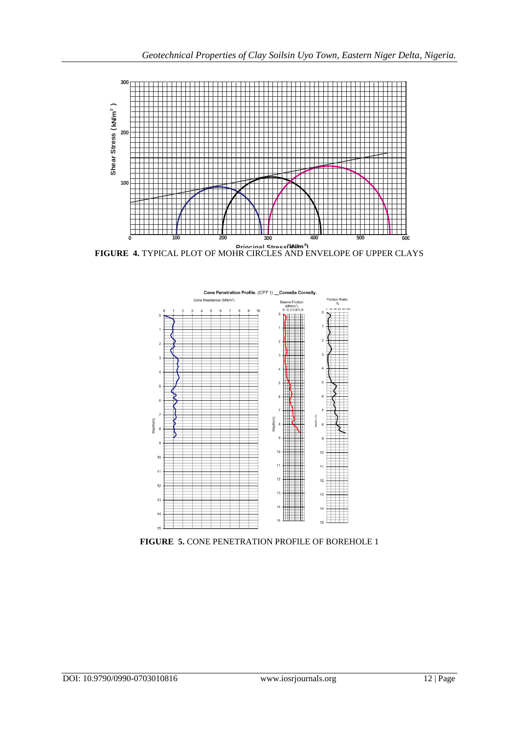FIGURE 4. TYPICAL PLOT OF MOHR CIRCLES AND ENVELOPE OF UPPER CLAYS

FIGURE 5. CONE PENETRATION PROFILE OF BOREHOLE 1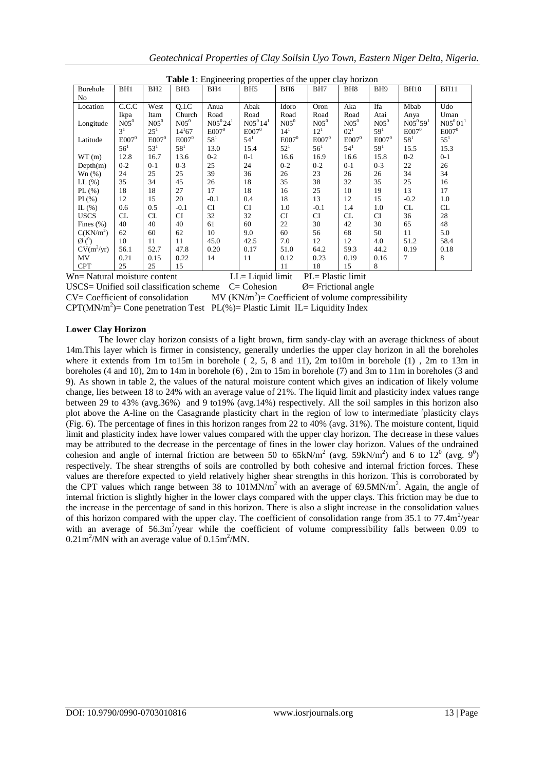**Table 1**: Engineering properties of the upper clay horizon

| Borehole No | BH1 | BH2 | BH3 | BH4 | BH5 | BH6 | BH7 | BH8 | BH9 | BH10 | BH11 |
|---|---|---|---|---|---|---|---|---|---|---|---|
| Location | C.C.C Ikpa | West Itam | Q.I.C Church | Anua Road | Abak Road | Idoro Road | Oron Road | Aka Road | Ifa Atai | Mbab Anya | Udo Uman |
| Longitude | $N05^0$ $3^1$ | $N05^0$ $25^1$ | $N05^0$ $14^1 67$ | $N05^0 24^1$ $E007^0$ | $N05^0 14^1$ $E007^0$ | $N05^0$ $14^1$ | $N05^0$ $12^1$ | $N05^0$ $02^1$ | $N05^0$ $59^1$ | $N05^0 59^1$ $E007^0$ | $N05^0 01^1$ $E007^0$ |
| Latitude | $E007^0$ $56^1$ | $E007^0$ $53^1$ | $E007^0$ $58^1$ | $58^1$ 13.0 | $54^1$ 15.4 | $E007^0$ $52^1$ | $E007^0$ $56^1$ | $E007^0$ $54^1$ | $E007^0$ $59^1$ | $58^1$ 15.5 | $55^1$ 15.3 |
| WT (m) | 12.8 | 16.7 | 13.6 | 0-2 | 0-1 | 16.6 | 16.9 | 16.6 | 15.8 | 0-2 | 0-1 |
| Depth(m) | 0-2 | 0-1 | 0-3 | 25 | 24 | 0-2 | 0-2 | 0-1 | 0-3 | 22 | 26 |
| Wn (%) | 24 | 25 | 25 | 39 | 36 | 26 | 23 | 26 | 26 | 34 | 34 |
| LL (%) | 35 | 34 | 45 | 26 | 18 | 35 | 38 | 32 | 35 | 25 | 16 |
| PL (%) | 18 | 18 | 27 | 17 | 18 | 16 | 25 | 10 | 19 | 13 | 17 |
| PI (%) | 12 | 15 | 20 | -0.1 | 0.4 | 18 | 13 | 12 | 15 | -0.2 | 1.0 |
| IL (%) | 0.6 | 0.5 | -0.1 | CI | CI | 1.0 | -0.1 | 1.4 | 1.0 | CL | CL |
| USCS | CL | CL | CI | 32 | 32 | CI | CI | CL | CI | 36 | 28 |
| Fines (%) | 40 | 40 | 40 | 61 | 60 | 22 | 30 | 42 | 30 | 65 | 48 |
| C(KN/m$^2$) | 62 | 60 | 62 | 10 | 9.0 | 60 | 56 | 68 | 50 | 11 | 5.0 |
| Ø ($^0$) | 10 | 11 | 11 | 45.0 | 42.5 | 7.0 | 12 | 12 | 4.0 | 51.2 | 58.4 |
| CV(m$^2$/yr) | 56.1 | 52.7 | 47.8 | 0.20 | 0.17 | 51.0 | 64.2 | 59.3 | 44.2 | 0.19 | 0.18 |
| MV | 0.21 | 0.15 | 0.22 | 14 | 11 | 0.12 | 0.23 | 0.19 | 0.16 | 7 | 8 |
| CPT | 25 | 25 | 15 | | | 11 | 18 | 15 | 8 | | |

Wn= Natural moisture content LL= Liquid limit PL= Plastic limit
USCS= Unified soil classification scheme C= Cohesion Ø= Frictional angle
CV= Coefficient of consolidation MV (KN/m$^2$)= Coefficient of volume compressibility
CPT(MN/m$^2$)= Cone penetration Test PL(%)= Plastic Limit IL= Liquidity Index

**Lower Clay Horizon**

The lower clay horizon consists of a light brown, firm sandy-clay with an average thickness of about 14m.This layer which is firmer in consistency, generally underlies the upper clay horizon in all the boreholes where it extends from 1m to15m in borehole ( 2, 5, 8 and 11), 2m to10m in borehole (1) , 2m to 13m in boreholes (4 and 10), 2m to 14m in borehole (6) , 2m to 15m in borehole (7) and 3m to 11m in boreholes (3 and 9). As shown in table 2, the values of the natural moisture content which gives an indication of likely volume change, lies between 18 to 24% with an average value of 21%. The liquid limit and plasticity index values range between 29 to 43% (avg.36%) and 9 to19% (avg.14%) respectively. All the soil samples in this horizon also plot above the A-line on the Casagrande plasticity chart in the region of low to intermediate 'plasticity clays (Fig. 6). The percentage of fines in this horizon ranges from 22 to 40% (avg. 31%). The moisture content, liquid limit and plasticity index have lower values compared with the upper clay horizon. The decrease in these values may be attributed to the decrease in the percentage of fines in the lower clay horizon. Values of the undrained cohesion and angle of internal friction are between 50 to 65kN/m$^2$ (avg. 59kN/m$^2$) and 6 to 12$^0$ (avg. 9$^0$) respectively. The shear strengths of soils are controlled by both cohesive and internal friction forces. These values are therefore expected to yield relatively higher shear strengths in this horizon. This is corroborated by the CPT values which range between 38 to 101MN/m$^2$ with an average of 69.5MN/m$^2$. Again, the angle of internal friction is slightly higher in the lower clays compared with the upper clays. This friction may be due to the increase in the percentage of sand in this horizon. There is also a slight increase in the consolidation values of this horizon compared with the upper clay. The coefficient of consolidation range from 35.1 to 77.4m$^2$/year with an average of 56.3m$^2$/year while the coefficient of volume compressibility falls between 0.09 to 0.21m$^2$/MN with an average value of 0.15m$^2$/MN.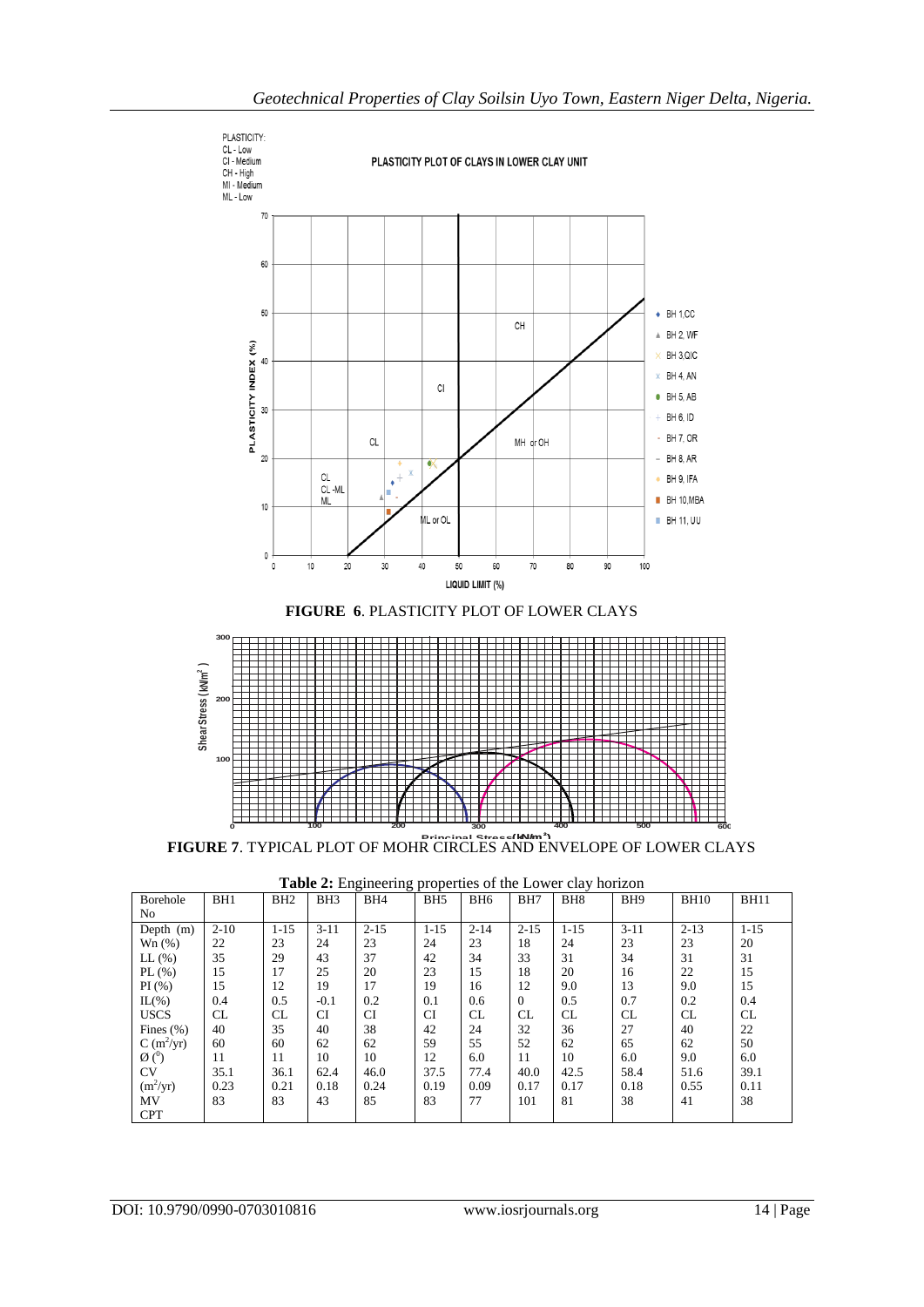**FIGURE 6**. PLASTICITY PLOT OF LOWER CLAYS

**FIGURE 7**. TYPICAL PLOT OF MOHR CIRCLES AND ENVELOPE OF LOWER CLAYS

**Table 2:** Engineering properties of the Lower clay horizon

| Borehole No | BH1 | BH2 | BH3 | BH4 | BH5 | BH6 | BH7 | BH8 | BH9 | BH10 | BH11 |
|---|---|---|---|---|---|---|---|---|---|---|---|
| Depth (m) | 2-10 | 1-15 | 3-11 | 2-15 | 1-15 | 2-14 | 2-15 | 1-15 | 3-11 | 2-13 | 1-15 |
| Wn (%) | 22 | 23 | 24 | 23 | 24 | 23 | 18 | 24 | 23 | 23 | 20 |
| LL (%) | 35 | 29 | 43 | 37 | 42 | 34 | 33 | 31 | 34 | 31 | 31 |
| PL (%) | 15 | 17 | 25 | 20 | 23 | 15 | 18 | 20 | 16 | 22 | 15 |
| PI (%) | 15 | 12 | 19 | 17 | 19 | 16 | 12 | 9.0 | 13 | 9.0 | 15 |
| IL(%) | 0.4 | 0.5 | -0.1 | 0.2 | 0.1 | 0.6 | 0 | 0.5 | 0.7 | 0.2 | 0.4 |
| USCS | CL | CL | CI | CI | CI | CL | CL | CL | CL | CL | CL |
| Fines (%) | 40 | 35 | 40 | 38 | 42 | 24 | 32 | 36 | 27 | 40 | 22 |
| C ($m^2$/yr) | 60 | 60 | 62 | 62 | 59 | 55 | 52 | 62 | 65 | 62 | 50 |
| Ø ($^0$) | 11 | 11 | 10 | 10 | 12 | 6.0 | 11 | 10 | 6.0 | 9.0 | 6.0 |
| CV | 35.1 | 36.1 | 62.4 | 46.0 | 37.5 | 77.4 | 40.0 | 42.5 | 58.4 | 51.6 | 39.1 |
| ($m^2$/yr) | 0.23 | 0.21 | 0.18 | 0.24 | 0.19 | 0.09 | 0.17 | 0.17 | 0.18 | 0.55 | 0.11 |
| MV | 83 | 83 | 43 | 85 | 83 | 77 | 101 | 81 | 38 | 41 | 38 |
| CPT | | | | | | | | | | | |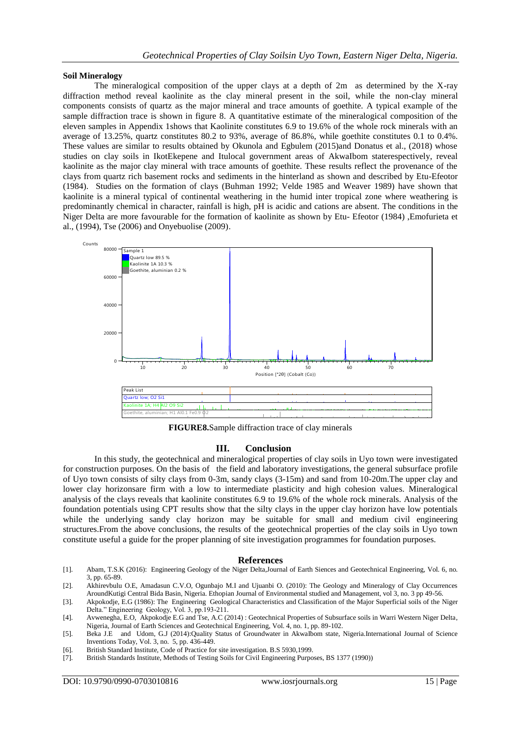### Soil Mineralogy

The mineralogical composition of the upper clays at a depth of 2m as determined by the X-ray diffraction method reveal kaolinite as the clay mineral present in the soil, while the non-clay mineral components consists of quartz as the major mineral and trace amounts of goethite. A typical example of the sample diffraction trace is shown in figure 8. A quantitative estimate of the mineralogical composition of the eleven samples in Appendix 1shows that Kaolinite constitutes 6.9 to 19.6% of the whole rock minerals with an average of 13.25%, quartz constitutes 80.2 to 93%, average of 86.8%, while goethite constitutes 0.1 to 0.4%. These values are similar to results obtained by Okunola and Egbulem (2015)and Donatus et al., (2018) whose studies on clay soils in IkotEkepene and Itulocal government areas of AkwaIbom staterespectively, reveal kaolinite as the major clay mineral with trace amounts of goethite. These results reflect the provenance of the clays from quartz rich basement rocks and sediments in the hinterland as shown and described by Etu-Efeotor (1984). Studies on the formation of clays (Buhman 1992; Velde 1985 and Weaver 1989) have shown that kaolinite is a mineral typical of continental weathering in the humid inter tropical zone where weathering is predominantly chemical in character, rainfall is high, pH is acidic and cations are absent. The conditions in the Niger Delta are more favourable for the formation of kaolinite as shown by Etu- Efeotor (1984) ,Emofurieta et al., (1994), Tse (2006) and Onyebuolise (2009).

**FIGURE8.**Sample diffraction trace of clay minerals

## III. Conclusion

In this study, the geotechnical and mineralogical properties of clay soils in Uyo town were investigated for construction purposes. On the basis of the field and laboratory investigations, the general subsurface profile of Uyo town consists of silty clays from 0-3m, sandy clays (3-15m) and sand from 10-20m.The upper clay and lower clay horizonsare firm with a low to intermediate plasticity and high cohesion values. Mineralogical analysis of the clays reveals that kaolinite constitutes 6.9 to 19.6% of the whole rock minerals. Analysis of the foundation potentials using CPT results show that the silty clays in the upper clay horizon have low potentials while the underlying sandy clay horizon may be suitable for small and medium civil engineering structures.From the above conclusions, the results of the geotechnical properties of the clay soils in Uyo town constitute useful a guide for the proper planning of site investigation programmes for foundation purposes.

## References

[1]. Abam, T.S.K (2016): Engineering Geology of the Niger Delta,Journal of Earth Siences and Geotechnical Engineering, Vol. 6, no. 3, pp. 65-89.

[2]. Akhirevbulu O.E, Amadasun C.V.O, Ogunbajo M.I and Ujuanbi O. (2010): The Geology and Mineralogy of Clay Occurrences AroundKutigi Central Bida Basin, Nigeria. Ethopian Journal of Environmental studied and Management, vol 3, no. 3 pp 49-56.

[3]. Akpokodje, E.G (1986): The Engineering Geological Characteristics and Classification of the Major Superficial soils of the Niger Delta." Engineering Geology, Vol. 3, pp.193-211.

[4]. Avwenegha, E.O, Akpokodje E.G and Tse, A.C (2014) : Geotechnical Properties of Subsurface soils in Warri Western Niger Delta, Nigeria, Journal of Earth Sciences and Geotechnical Engineering, Vol. 4, no. 1, pp. 89-102.

[5]. Beka J.E and Udom, G.J (2014):Quality Status of Groundwater in AkwaIbom state, Nigeria.International Journal of Science Inventions Today, Vol. 3, no. 5, pp. 436-449.

[6]. British Standard Institute, Code of Practice for site investigation. B.S 5930,1999.

[7]. British Standards Institute, Methods of Testing Soils for Civil Engineering Purposes, BS 1377 (1990))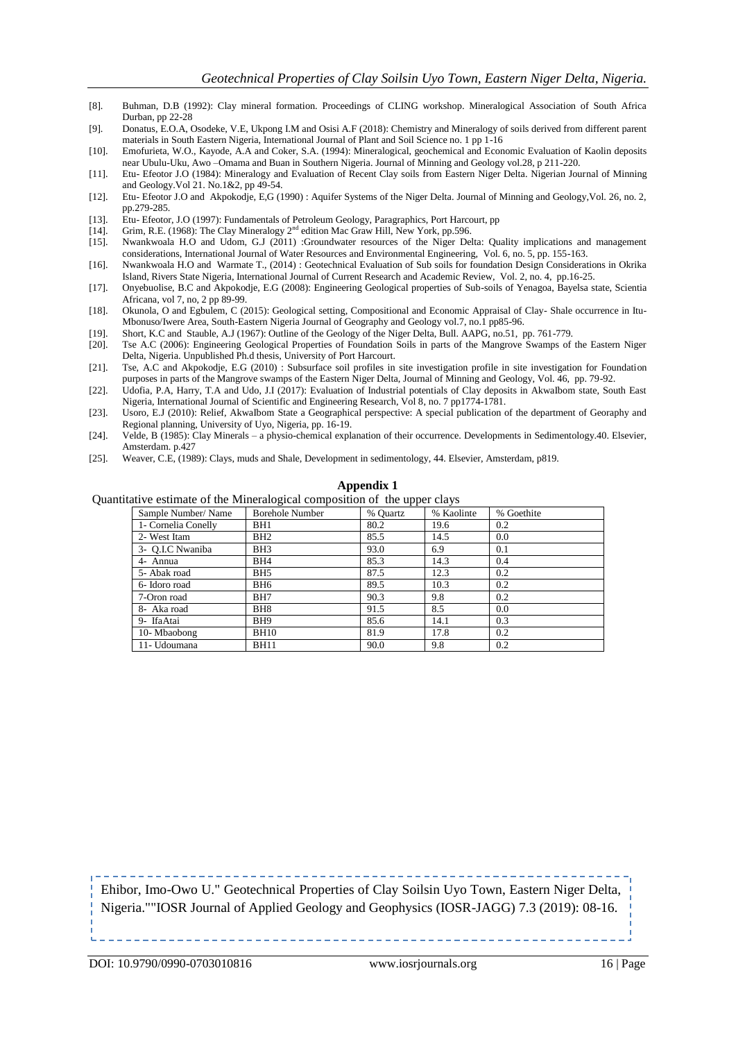[8]. Buhman, D.B (1992): Clay mineral formation. Proceedings of CLING workshop. Mineralogical Association of South Africa Durban, pp 22-28

[9]. Donatus, E.O.A, Osodeke, V.E, Ukpong I.M and Osisi A.F (2018): Chemistry and Mineralogy of soils derived from different parent materials in South Eastern Nigeria, International Journal of Plant and Soil Science no. 1 pp 1-16

[10]. Emofurieta, W.O., Kayode, A.A and Coker, S.A. (1994): Mineralogical, geochemical and Economic Evaluation of Kaolin deposits near Ubulu-Uku, Awo –Omama and Buan in Southern Nigeria. Journal of Minning and Geology vol.28, p 211-220.

[11]. Etu- Efeotor J.O (1984): Mineralogy and Evaluation of Recent Clay soils from Eastern Niger Delta. Nigerian Journal of Minning and Geology.Vol 21. No.1&2, pp 49-54.

[12]. Etu- Efeotor J.O and Akpokodje, E,G (1990) : Aquifer Systems of the Niger Delta. Journal of Minning and Geology,Vol. 26, no. 2, pp.279-285.

[13]. Etu- Efeotor, J.O (1997): Fundamentals of Petroleum Geology, Paragraphics, Port Harcourt, pp

[14]. Grim, R.E. (1968): The Clay Mineralogy 2nd edition Mac Graw Hill, New York, pp.596.

[15]. Nwankwoala H.O and Udom, G.J (2011) :Groundwater resources of the Niger Delta: Quality implications and management considerations, International Journal of Water Resources and Environmental Engineering, Vol. 6, no. 5, pp. 155-163.

[16]. Nwankwoala H.O and Warmate T., (2014) : Geotechnical Evaluation of Sub soils for foundation Design Considerations in Okrika Island, Rivers State Nigeria, International Journal of Current Research and Academic Review, Vol. 2, no. 4, pp.16-25.

[17]. Onyebuolise, B.C and Akpokodje, E.G (2008): Engineering Geological properties of Sub-soils of Yenagoa, Bayelsa state, Scientia Africana, vol 7, no, 2 pp 89-99.

[18]. Okunola, O and Egbulem, C (2015): Geological setting, Compositional and Economic Appraisal of Clay- Shale occurrence in Itu-Mbonuso/Iwere Area, South-Eastern Nigeria Journal of Geography and Geology vol.7, no.1 pp85-96.

[19]. Short, K.C and Stauble, A.J (1967): Outline of the Geology of the Niger Delta, Bull. AAPG, no.51, pp. 761-779.

[20]. Tse A.C (2006): Engineering Geological Properties of Foundation Soils in parts of the Mangrove Swamps of the Eastern Niger Delta, Nigeria. Unpublished Ph.d thesis, University of Port Harcourt.

[21]. Tse, A.C and Akpokodje, E.G (2010) : Subsurface soil profiles in site investigation profile in site investigation for Foundation purposes in parts of the Mangrove swamps of the Eastern Niger Delta, Journal of Minning and Geology, Vol. 46, pp. 79-92.

[22]. Udofia, P.A, Harry, T.A and Udo, J.I (2017): Evaluation of Industrial potentials of Clay deposits in AkwaIbom state, South East Nigeria, International Journal of Scientific and Engineering Research, Vol 8, no. 7 pp1774-1781.

[23]. Usoro, E.J (2010): Relief, AkwaIbom State a Geographical perspective: A special publication of the department of Georaphy and Regional planning, University of Uyo, Nigeria, pp. 16-19.

[24]. Velde, B (1985): Clay Minerals – a physio-chemical explanation of their occurrence. Developments in Sedimentology.40. Elsevier, Amsterdam. p.427

[25]. Weaver, C.E, (1989): Clays, muds and Shale, Development in sedimentology, 44. Elsevier, Amsterdam, p819.

## Appendix 1

Quantitative estimate of the Mineralogical composition of the upper clays

| Sample Number/ Name | Borehole Number | % Quartz | % Kaolinte | % Goethite |
|---|---|---|---|---|
| 1- Cornelia Conelly | BH1 | 80.2 | 19.6 | 0.2 |
| 2- West Itam | BH2 | 85.5 | 14.5 | 0.0 |
| 3- Q.I.C Nwaniba | BH3 | 93.0 | 6.9 | 0.1 |
| 4- Annua | BH4 | 85.3 | 14.3 | 0.4 |
| 5- Abak road | BH5 | 87.5 | 12.3 | 0.2 |
| 6- Idoro road | BH6 | 89.5 | 10.3 | 0.2 |
| 7-Oron road | BH7 | 90.3 | 9.8 | 0.2 |
| 8- Aka road | BH8 | 91.5 | 8.5 | 0.0 |
| 9- IfaAtai | BH9 | 85.6 | 14.1 | 0.3 |
| 10- Mbaobong | BH10 | 81.9 | 17.8 | 0.2 |
| 11- Udoumana | BH11 | 90.0 | 9.8 | 0.2 |

Ehibor, Imo-Owo U." Geotechnical Properties of Clay Soilsin Uyo Town, Eastern Niger Delta, Nigeria.""IOSR Journal of Applied Geology and Geophysics (IOSR-JAGG) 7.3 (2019): 08-16.